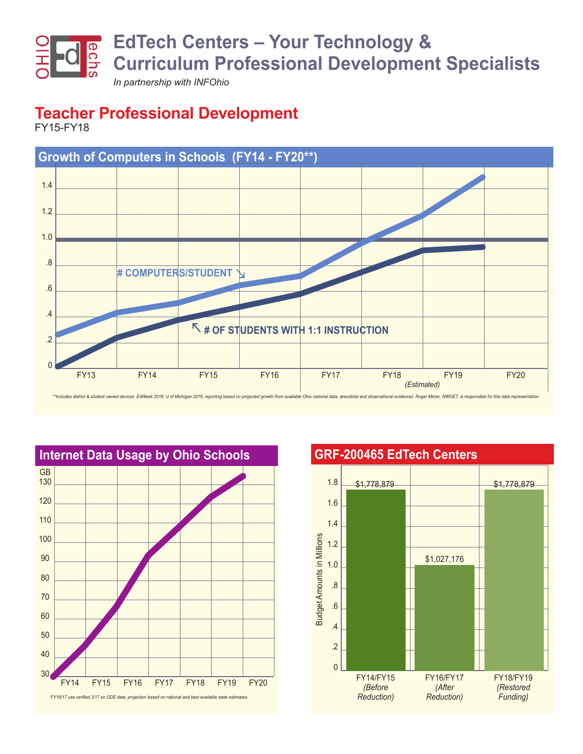# EdTech Centers – Your Technology & Curriculum Professional Development Specialists

*In partnership with INFOhio*

## Teacher Professional Development

FY15-FY18

### Growth of Computers in Schools (FY14 - FY20**)

# COMPUTERS/STUDENT

# OF STUDENTS WITH 1:1 INSTRUCTION

FY13 FY14 FY15 FY16 FY17 FY18 FY19 FY20

(Estimated)

*\*\*Includes district & student owned devices. EdWeek 2016; U of Michigan 2016, reporting based on projected growth from available Ohio national data, anecdotal and observational evidence). Roger Minier, NWOET, is responsible for this data representation.*

### Internet Data Usage by Ohio Schools

GB

FY14 FY15 FY16 FY17 FY18 FY19 FY20

*FY16/17 use verified 3/17 on ODE data; projection based on national and best available state estimates.*

### GRF-200465 EdTech Centers

Budget Amounts in Millions

| FY14/FY15 (Before Reduction) | FY16/FY17 (After Reduction) | FY18/FY19 (Restored Funding) |
|---|---|---|
| $1,778,879 | $1,027,176 | $1,778,879 |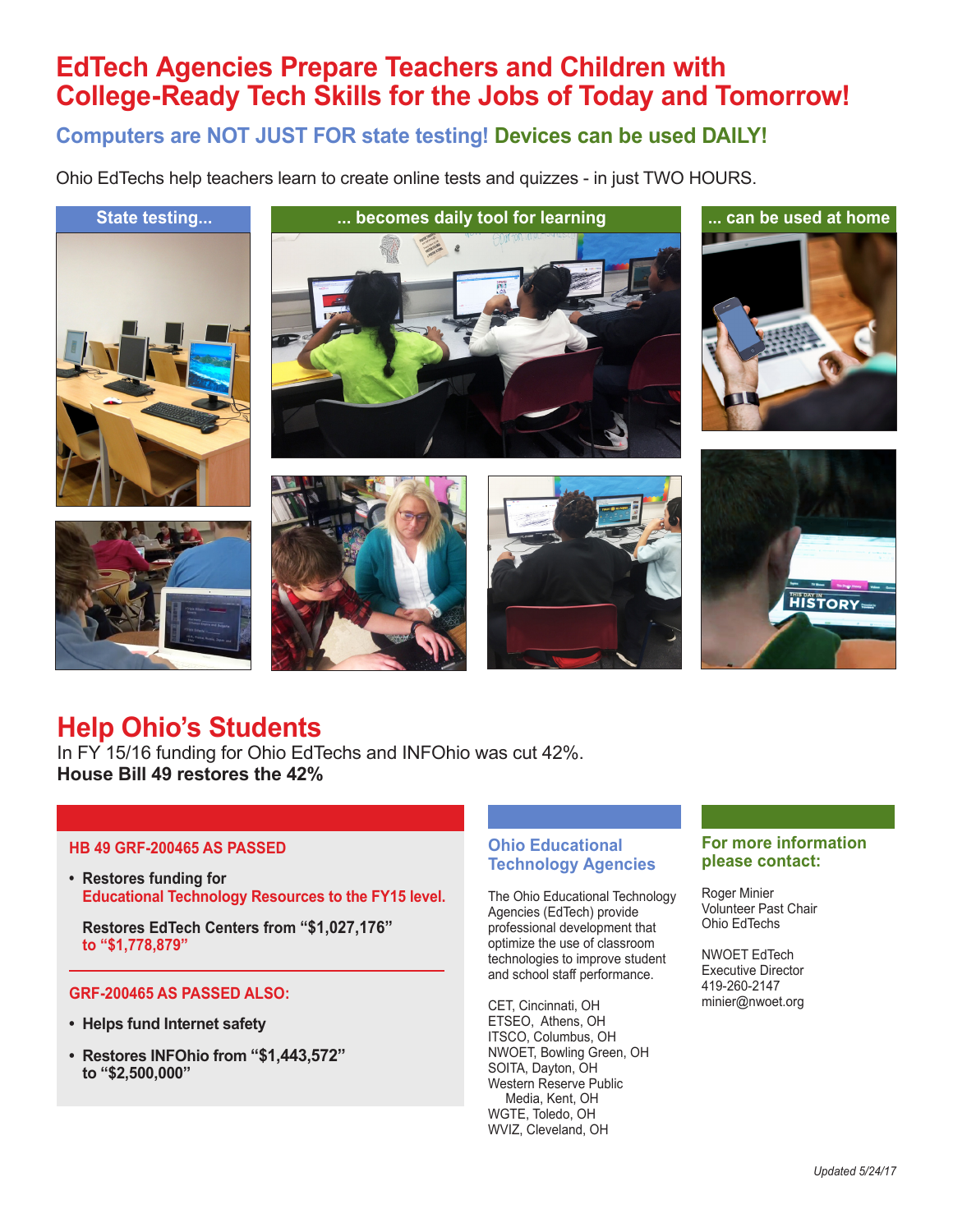# EdTech Agencies Prepare Teachers and Children with College-Ready Tech Skills for the Jobs of Today and Tomorrow!

## Computers are NOT JUST FOR state testing! Devices can be used DAILY!

Ohio EdTechs help teachers learn to create online tests and quizzes - in just TWO HOURS.

State testing...

... becomes daily tool for learning

... can be used at home

# Help Ohio's Students

In FY 15/16 funding for Ohio EdTechs and INFOhio was cut 42%.
**House Bill 49 restores the 42%**

### HB 49 GRF-200465 AS PASSED

- **Restores funding for Educational Technology Resources to the FY15 level.**

  **Restores EdTech Centers from "$1,027,176" to "$1,778,879"**

### GRF-200465 AS PASSED ALSO:

- **Helps fund Internet safety**
- **Restores INFOhio from "$1,443,572" to "$2,500,000"**

### Ohio Educational Technology Agencies

The Ohio Educational Technology Agencies (EdTech) provide professional development that optimize the use of classroom technologies to improve student and school staff performance.

CET, Cincinnati, OH
ETSEO, Athens, OH
ITSCO, Columbus, OH
NWOET, Bowling Green, OH
SOITA, Dayton, OH
Western Reserve Public Media, Kent, OH
WGTE, Toledo, OH
WVIZ, Cleveland, OH

### For more information please contact:

Roger Minier
Volunteer Past Chair
Ohio EdTechs

NWOET EdTech
Executive Director
419-260-2147
minier@nwoet.org

*Updated 5/24/17*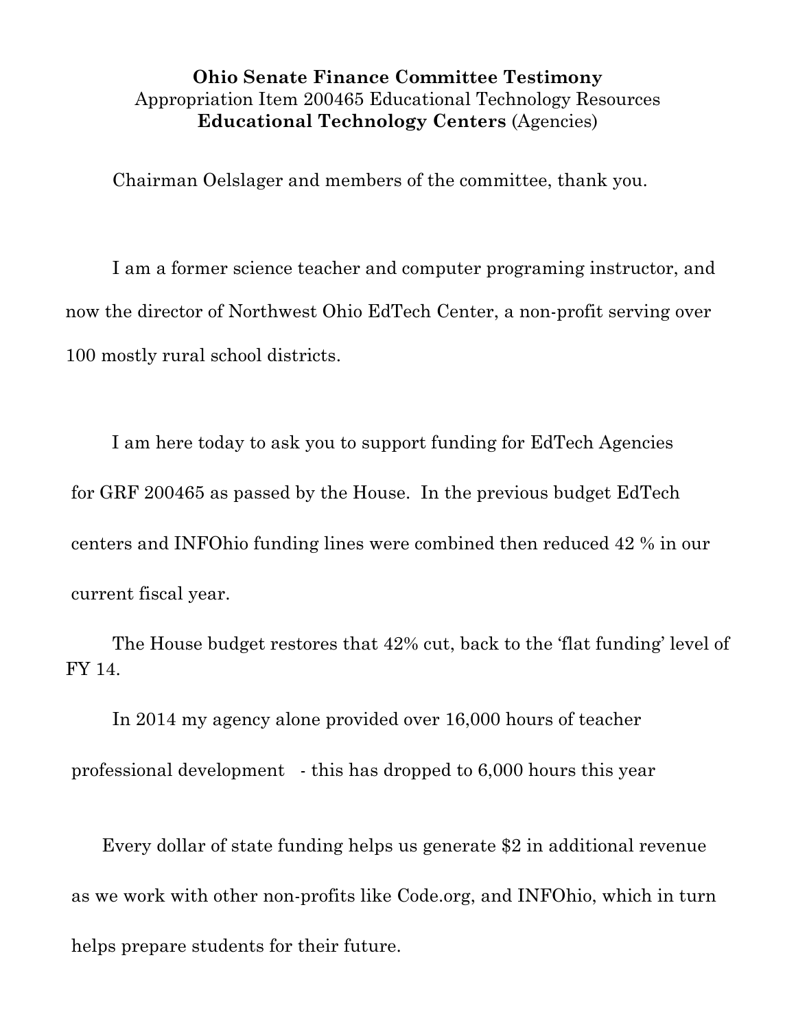**Ohio Senate Finance Committee Testimony**
Appropriation Item 200465 Educational Technology Resources
**Educational Technology Centers** (Agencies)

Chairman Oelslager and members of the committee, thank you.

I am a former science teacher and computer programing instructor, and now the director of Northwest Ohio EdTech Center, a non-profit serving over 100 mostly rural school districts.

I am here today to ask you to support funding for EdTech Agencies for GRF 200465 as passed by the House. In the previous budget EdTech centers and INFOhio funding lines were combined then reduced 42 % in our current fiscal year.

The House budget restores that 42% cut, back to the 'flat funding' level of FY 14.

In 2014 my agency alone provided over 16,000 hours of teacher professional development - this has dropped to 6,000 hours this year

Every dollar of state funding helps us generate $2 in additional revenue as we work with other non-profits like Code.org, and INFOhio, which in turn helps prepare students for their future.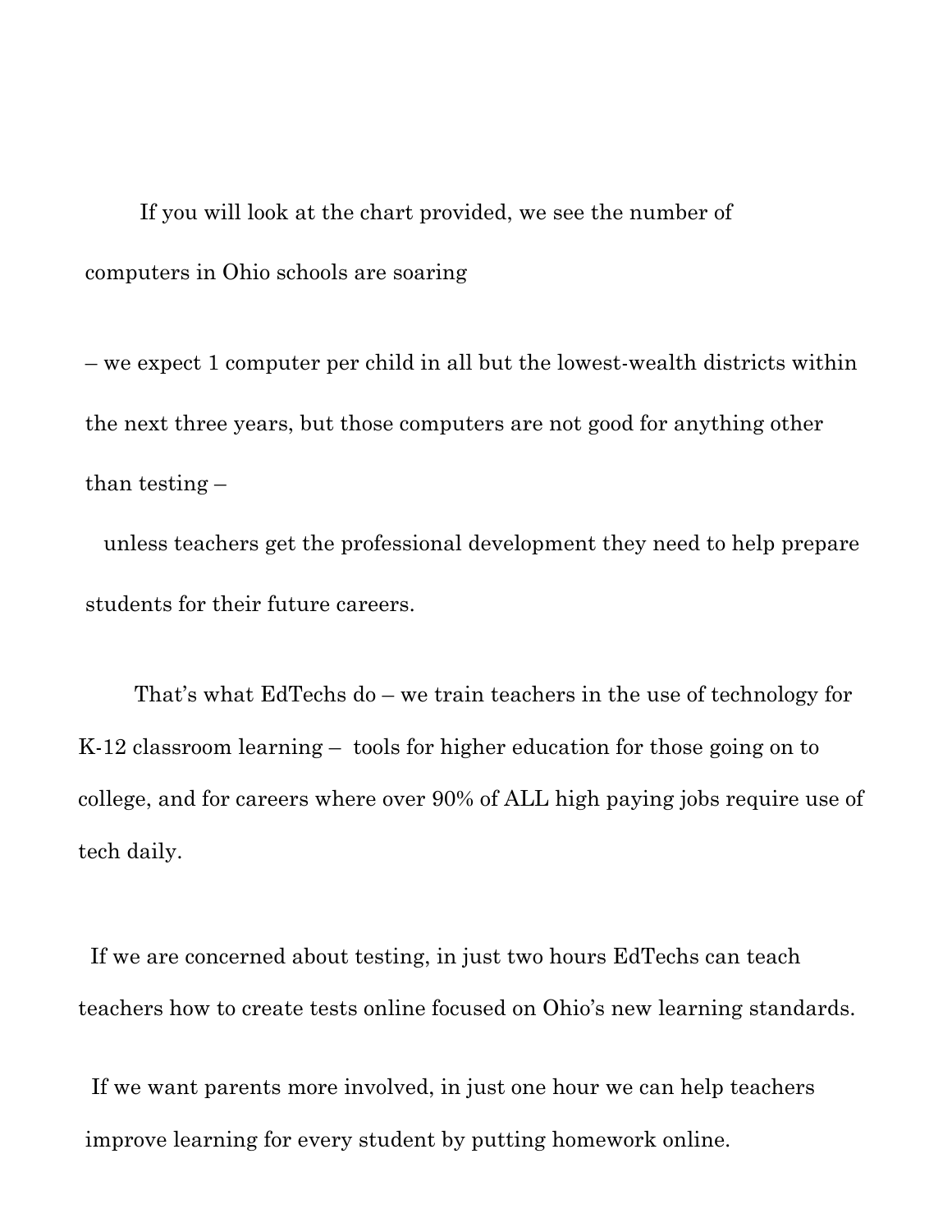If you will look at the chart provided, we see the number of computers in Ohio schools are soaring

– we expect 1 computer per child in all but the lowest-wealth districts within the next three years, but those computers are not good for anything other than testing –

unless teachers get the professional development they need to help prepare students for their future careers.

That's what EdTechs do – we train teachers in the use of technology for K-12 classroom learning – tools for higher education for those going on to college, and for careers where over 90% of ALL high paying jobs require use of tech daily.

If we are concerned about testing, in just two hours EdTechs can teach teachers how to create tests online focused on Ohio's new learning standards.

If we want parents more involved, in just one hour we can help teachers improve learning for every student by putting homework online.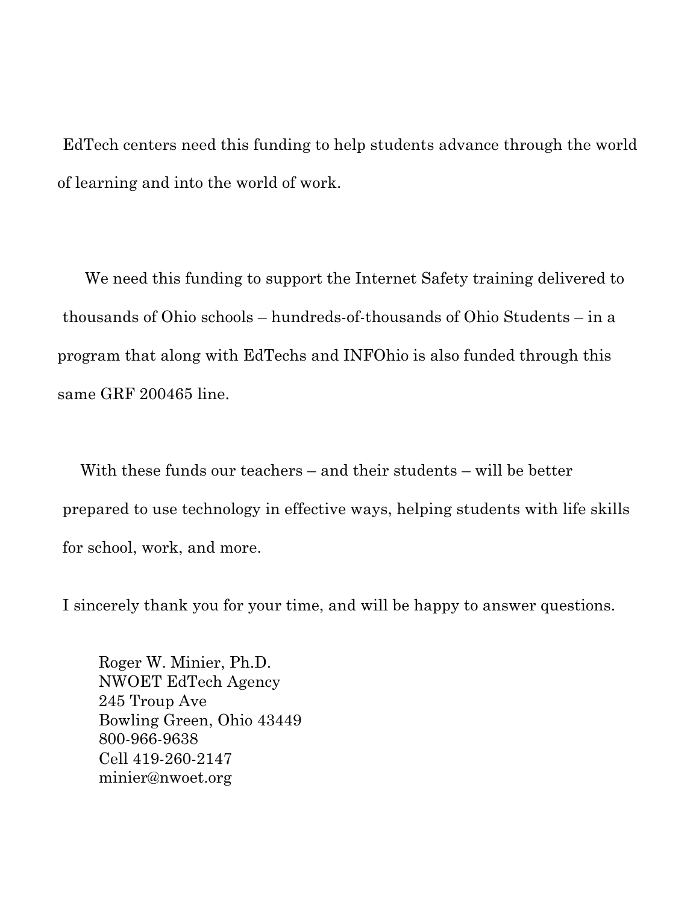EdTech centers need this funding to help students advance through the world of learning and into the world of work.

We need this funding to support the Internet Safety training delivered to thousands of Ohio schools – hundreds-of-thousands of Ohio Students – in a program that along with EdTechs and INFOhio is also funded through this same GRF 200465 line.

With these funds our teachers – and their students – will be better prepared to use technology in effective ways, helping students with life skills for school, work, and more.

I sincerely thank you for your time, and will be happy to answer questions.

Roger W. Minier, Ph.D.
NWOET EdTech Agency
245 Troup Ave
Bowling Green, Ohio 43449
800-966-9638
Cell 419-260-2147
minier@nwoet.org